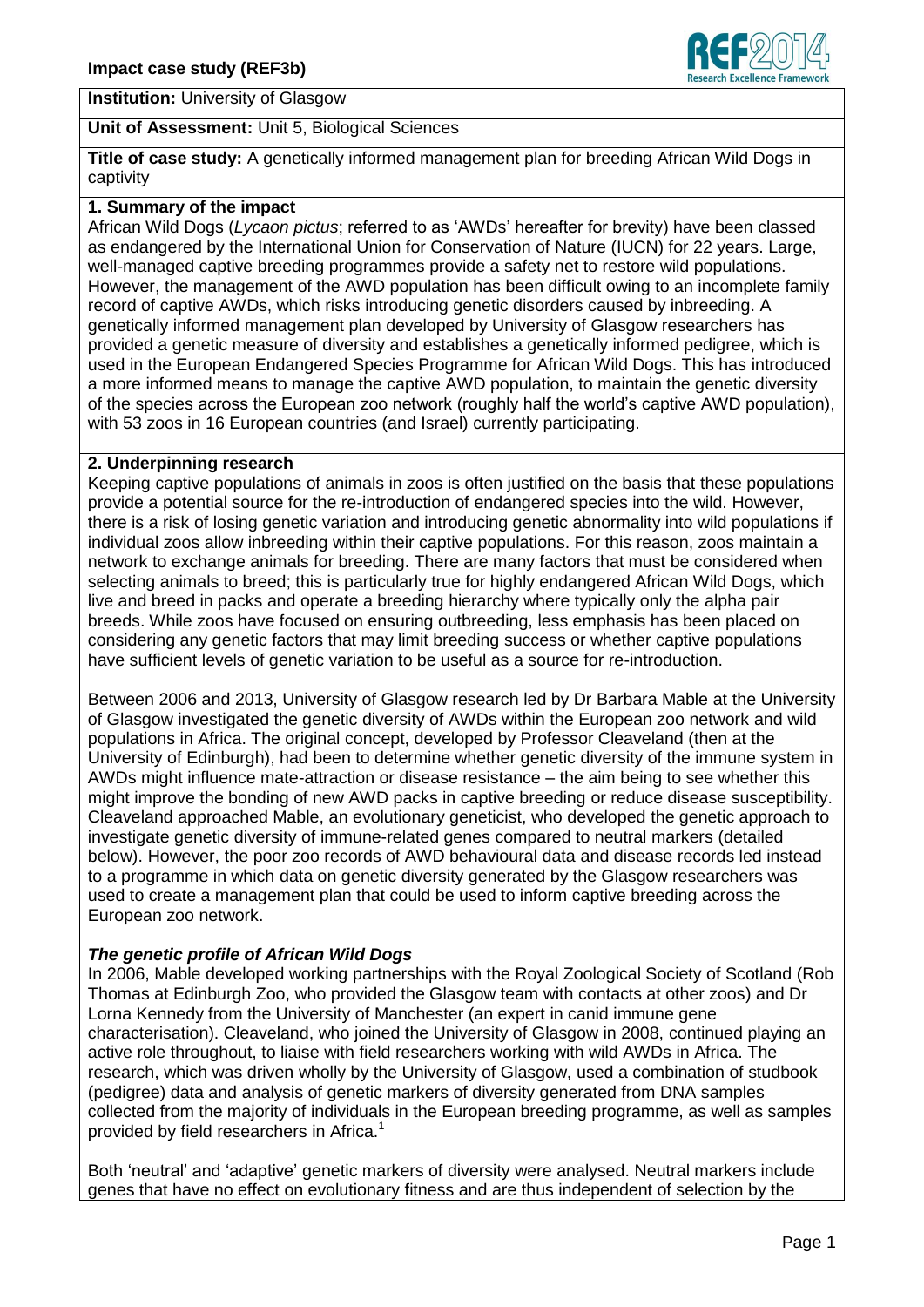**Impact case study (REF3b)**

**Institution:** University of Glasgow

**Unit of Assessment:** Unit 5, Biological Sciences

**Title of case study:** A genetically informed management plan for breeding African Wild Dogs in captivity

## 1. Summary of the impact

African Wild Dogs (*Lycaon pictus*; referred to as 'AWDs' hereafter for brevity) have been classed as endangered by the International Union for Conservation of Nature (IUCN) for 22 years. Large, well-managed captive breeding programmes provide a safety net to restore wild populations. However, the management of the AWD population has been difficult owing to an incomplete family record of captive AWDs, which risks introducing genetic disorders caused by inbreeding. A genetically informed management plan developed by University of Glasgow researchers has provided a genetic measure of diversity and establishes a genetically informed pedigree, which is used in the European Endangered Species Programme for African Wild Dogs. This has introduced a more informed means to manage the captive AWD population, to maintain the genetic diversity of the species across the European zoo network (roughly half the world's captive AWD population), with 53 zoos in 16 European countries (and Israel) currently participating.

## 2. Underpinning research

Keeping captive populations of animals in zoos is often justified on the basis that these populations provide a potential source for the re-introduction of endangered species into the wild. However, there is a risk of losing genetic variation and introducing genetic abnormality into wild populations if individual zoos allow inbreeding within their captive populations. For this reason, zoos maintain a network to exchange animals for breeding. There are many factors that must be considered when selecting animals to breed; this is particularly true for highly endangered African Wild Dogs, which live and breed in packs and operate a breeding hierarchy where typically only the alpha pair breeds. While zoos have focused on ensuring outbreeding, less emphasis has been placed on considering any genetic factors that may limit breeding success or whether captive populations have sufficient levels of genetic variation to be useful as a source for re-introduction.

Between 2006 and 2013, University of Glasgow research led by Dr Barbara Mable at the University of Glasgow investigated the genetic diversity of AWDs within the European zoo network and wild populations in Africa. The original concept, developed by Professor Cleaveland (then at the University of Edinburgh), had been to determine whether genetic diversity of the immune system in AWDs might influence mate-attraction or disease resistance – the aim being to see whether this might improve the bonding of new AWD packs in captive breeding or reduce disease susceptibility. Cleaveland approached Mable, an evolutionary geneticist, who developed the genetic approach to investigate genetic diversity of immune-related genes compared to neutral markers (detailed below). However, the poor zoo records of AWD behavioural data and disease records led instead to a programme in which data on genetic diversity generated by the Glasgow researchers was used to create a management plan that could be used to inform captive breeding across the European zoo network.

### *The genetic profile of African Wild Dogs*

In 2006, Mable developed working partnerships with the Royal Zoological Society of Scotland (Rob Thomas at Edinburgh Zoo, who provided the Glasgow team with contacts at other zoos) and Dr Lorna Kennedy from the University of Manchester (an expert in canid immune gene characterisation). Cleaveland, who joined the University of Glasgow in 2008, continued playing an active role throughout, to liaise with field researchers working with wild AWDs in Africa. The research, which was driven wholly by the University of Glasgow, used a combination of studbook (pedigree) data and analysis of genetic markers of diversity generated from DNA samples collected from the majority of individuals in the European breeding programme, as well as samples provided by field researchers in Africa.[1]

Both 'neutral' and 'adaptive' genetic markers of diversity were analysed. Neutral markers include genes that have no effect on evolutionary fitness and are thus independent of selection by the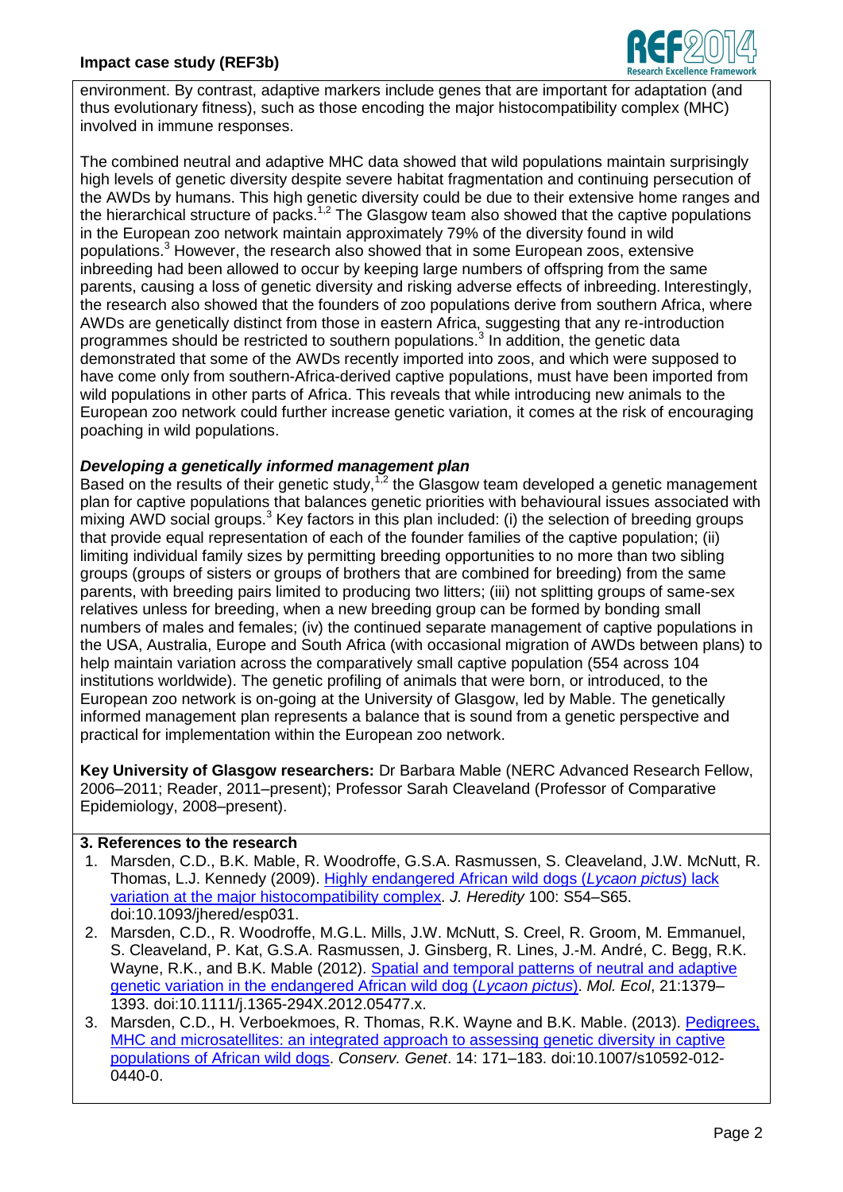environment. By contrast, adaptive markers include genes that are important for adaptation (and thus evolutionary fitness), such as those encoding the major histocompatibility complex (MHC) involved in immune responses.

The combined neutral and adaptive MHC data showed that wild populations maintain surprisingly high levels of genetic diversity despite severe habitat fragmentation and continuing persecution of the AWDs by humans. This high genetic diversity could be due to their extensive home ranges and the hierarchical structure of packs.[1,2] The Glasgow team also showed that the captive populations in the European zoo network maintain approximately 79% of the diversity found in wild populations.[3] However, the research also showed that in some European zoos, extensive inbreeding had been allowed to occur by keeping large numbers of offspring from the same parents, causing a loss of genetic diversity and risking adverse effects of inbreeding. Interestingly, the research also showed that the founders of zoo populations derive from southern Africa, where AWDs are genetically distinct from those in eastern Africa, suggesting that any re-introduction programmes should be restricted to southern populations.[3] In addition, the genetic data demonstrated that some of the AWDs recently imported into zoos, and which were supposed to have come only from southern-Africa-derived captive populations, must have been imported from wild populations in other parts of Africa. This reveals that while introducing new animals to the European zoo network could further increase genetic variation, it comes at the risk of encouraging poaching in wild populations.

### *Developing a genetically informed management plan*

Based on the results of their genetic study,[1,2] the Glasgow team developed a genetic management plan for captive populations that balances genetic priorities with behavioural issues associated with mixing AWD social groups.[3] Key factors in this plan included: (i) the selection of breeding groups that provide equal representation of each of the founder families of the captive population; (ii) limiting individual family sizes by permitting breeding opportunities to no more than two sibling groups (groups of sisters or groups of brothers that are combined for breeding) from the same parents, with breeding pairs limited to producing two litters; (iii) not splitting groups of same-sex relatives unless for breeding, when a new breeding group can be formed by bonding small numbers of males and females; (iv) the continued separate management of captive populations in the USA, Australia, Europe and South Africa (with occasional migration of AWDs between plans) to help maintain variation across the comparatively small captive population (554 across 104 institutions worldwide). The genetic profiling of animals that were born, or introduced, to the European zoo network is on-going at the University of Glasgow, led by Mable. The genetically informed management plan represents a balance that is sound from a genetic perspective and practical for implementation within the European zoo network.

**Key University of Glasgow researchers:** Dr Barbara Mable (NERC Advanced Research Fellow, 2006–2011; Reader, 2011–present); Professor Sarah Cleaveland (Professor of Comparative Epidemiology, 2008–present).

## 3. References to the research

1. Marsden, C.D., B.K. Mable, R. Woodroffe, G.S.A. Rasmussen, S. Cleaveland, J.W. McNutt, R. Thomas, L.J. Kennedy (2009). Highly endangered African wild dogs (*Lycaon pictus*) lack variation at the major histocompatibility complex. *J. Heredity* 100: S54–S65. doi:10.1093/jhered/esp031.
2. Marsden, C.D., R. Woodroffe, M.G.L. Mills, J.W. McNutt, S. Creel, R. Groom, M. Emmanuel, S. Cleaveland, P. Kat, G.S.A. Rasmussen, J. Ginsberg, R. Lines, J.-M. André, C. Begg, R.K. Wayne, R.K., and B.K. Mable (2012). Spatial and temporal patterns of neutral and adaptive genetic variation in the endangered African wild dog (*Lycaon pictus*). *Mol. Ecol*, 21:1379–1393. doi:10.1111/j.1365-294X.2012.05477.x.
3. Marsden, C.D., H. Verboekmoes, R. Thomas, R.K. Wayne and B.K. Mable. (2013). Pedigrees, MHC and microsatellites: an integrated approach to assessing genetic diversity in captive populations of African wild dogs. *Conserv. Genet*. 14: 171–183. doi:10.1007/s10592-012-0440-0.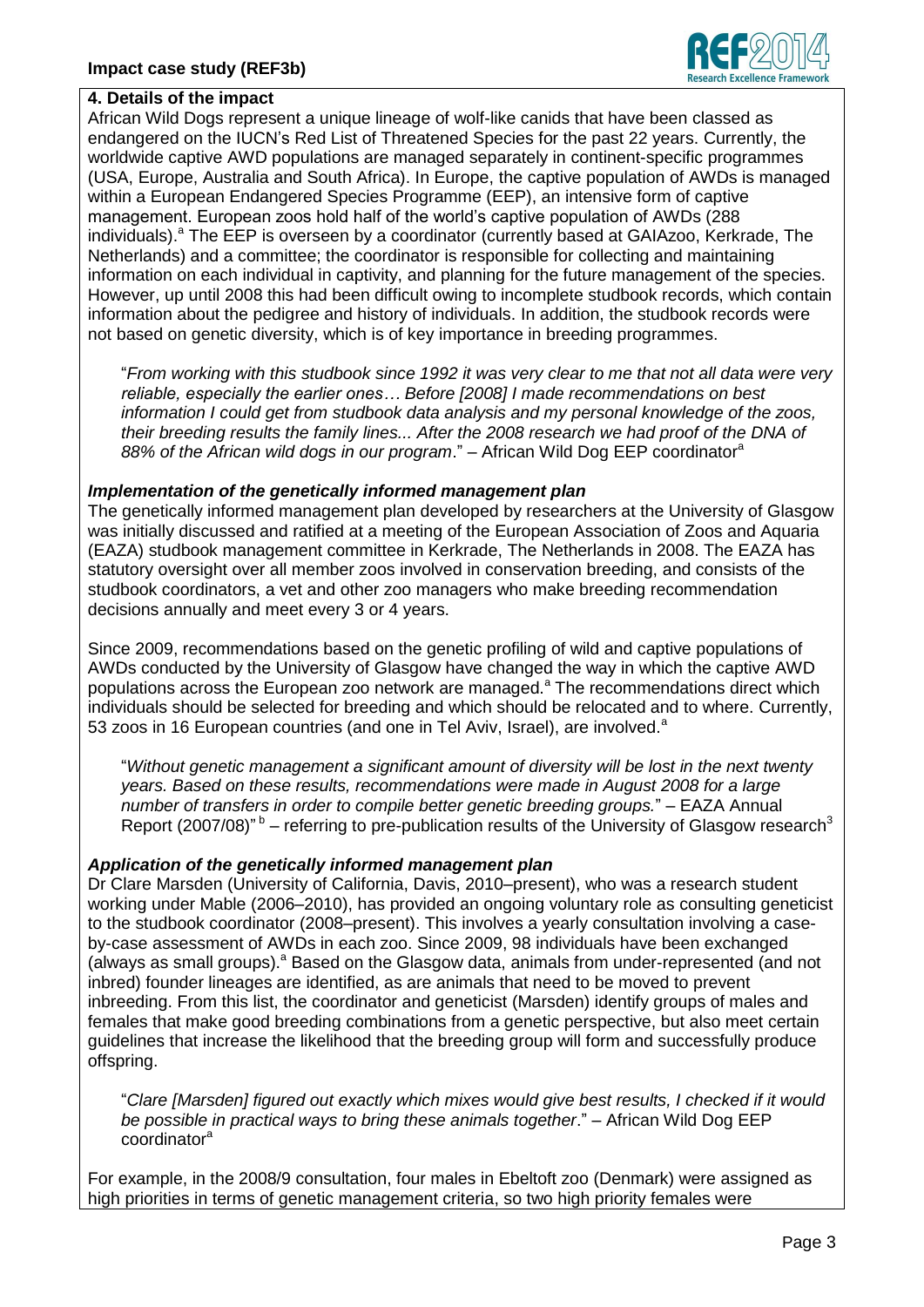## 4. Details of the impact

African Wild Dogs represent a unique lineage of wolf-like canids that have been classed as endangered on the IUCN's Red List of Threatened Species for the past 22 years. Currently, the worldwide captive AWD populations are managed separately in continent-specific programmes (USA, Europe, Australia and South Africa). In Europe, the captive population of AWDs is managed within a European Endangered Species Programme (EEP), an intensive form of captive management. European zoos hold half of the world's captive population of AWDs (288 individuals).[a] The EEP is overseen by a coordinator (currently based at GAIAzoo, Kerkrade, The Netherlands) and a committee; the coordinator is responsible for collecting and maintaining information on each individual in captivity, and planning for the future management of the species. However, up until 2008 this had been difficult owing to incomplete studbook records, which contain information about the pedigree and history of individuals. In addition, the studbook records were not based on genetic diversity, which is of key importance in breeding programmes.

> "*From working with this studbook since 1992 it was very clear to me that not all data were very reliable, especially the earlier ones… Before [2008] I made recommendations on best information I could get from studbook data analysis and my personal knowledge of the zoos, their breeding results the family lines... After the 2008 research we had proof of the DNA of 88% of the African wild dogs in our program*." – African Wild Dog EEP coordinator[a]

### *Implementation of the genetically informed management plan*

The genetically informed management plan developed by researchers at the University of Glasgow was initially discussed and ratified at a meeting of the European Association of Zoos and Aquaria (EAZA) studbook management committee in Kerkrade, The Netherlands in 2008. The EAZA has statutory oversight over all member zoos involved in conservation breeding, and consists of the studbook coordinators, a vet and other zoo managers who make breeding recommendation decisions annually and meet every 3 or 4 years.

Since 2009, recommendations based on the genetic profiling of wild and captive populations of AWDs conducted by the University of Glasgow have changed the way in which the captive AWD populations across the European zoo network are managed.[a] The recommendations direct which individuals should be selected for breeding and which should be relocated and to where. Currently, 53 zoos in 16 European countries (and one in Tel Aviv, Israel), are involved.[a]

> "*Without genetic management a significant amount of diversity will be lost in the next twenty years. Based on these results, recommendations were made in August 2008 for a large number of transfers in order to compile better genetic breeding groups.*" – EAZA Annual Report (2007/08)"[b] – referring to pre-publication results of the University of Glasgow research[3]

### *Application of the genetically informed management plan*

Dr Clare Marsden (University of California, Davis, 2010–present), who was a research student working under Mable (2006–2010), has provided an ongoing voluntary role as consulting geneticist to the studbook coordinator (2008–present). This involves a yearly consultation involving a case-by-case assessment of AWDs in each zoo. Since 2009, 98 individuals have been exchanged (always as small groups).[a] Based on the Glasgow data, animals from under-represented (and not inbred) founder lineages are identified, as are animals that need to be moved to prevent inbreeding. From this list, the coordinator and geneticist (Marsden) identify groups of males and females that make good breeding combinations from a genetic perspective, but also meet certain guidelines that increase the likelihood that the breeding group will form and successfully produce offspring.

> "*Clare [Marsden] figured out exactly which mixes would give best results, I checked if it would be possible in practical ways to bring these animals together*." – African Wild Dog EEP coordinator[a]

For example, in the 2008/9 consultation, four males in Ebeltoft zoo (Denmark) were assigned as high priorities in terms of genetic management criteria, so two high priority females were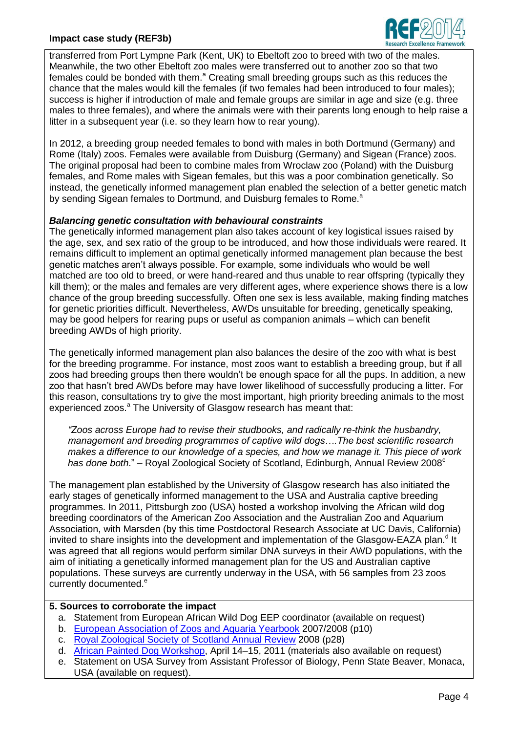transferred from Port Lympne Park (Kent, UK) to Ebeltoft zoo to breed with two of the males. Meanwhile, the two other Ebeltoft zoo males were transferred out to another zoo so that two females could be bonded with them.[a] Creating small breeding groups such as this reduces the chance that the males would kill the females (if two females had been introduced to four males); success is higher if introduction of male and female groups are similar in age and size (e.g. three males to three females), and where the animals were with their parents long enough to help raise a litter in a subsequent year (i.e. so they learn how to rear young).

In 2012, a breeding group needed females to bond with males in both Dortmund (Germany) and Rome (Italy) zoos. Females were available from Duisburg (Germany) and Sigean (France) zoos. The original proposal had been to combine males from Wroclaw zoo (Poland) with the Duisburg females, and Rome males with Sigean females, but this was a poor combination genetically. So instead, the genetically informed management plan enabled the selection of a better genetic match by sending Sigean females to Dortmund, and Duisburg females to Rome.[a]

***Balancing genetic consultation with behavioural constraints***

The genetically informed management plan also takes account of key logistical issues raised by the age, sex, and sex ratio of the group to be introduced, and how those individuals were reared. It remains difficult to implement an optimal genetically informed management plan because the best genetic matches aren't always possible. For example, some individuals who would be well matched are too old to breed, or were hand-reared and thus unable to rear offspring (typically they kill them); or the males and females are very different ages, where experience shows there is a low chance of the group breeding successfully. Often one sex is less available, making finding matches for genetic priorities difficult. Nevertheless, AWDs unsuitable for breeding, genetically speaking, may be good helpers for rearing pups or useful as companion animals – which can benefit breeding AWDs of high priority.

The genetically informed management plan also balances the desire of the zoo with what is best for the breeding programme. For instance, most zoos want to establish a breeding group, but if all zoos had breeding groups then there wouldn't be enough space for all the pups. In addition, a new zoo that hasn't bred AWDs before may have lower likelihood of successfully producing a litter. For this reason, consultations try to give the most important, high priority breeding animals to the most experienced zoos.[a] The University of Glasgow research has meant that:

> *"Zoos across Europe had to revise their studbooks, and radically re-think the husbandry, management and breeding programmes of captive wild dogs….The best scientific research makes a difference to our knowledge of a species, and how we manage it. This piece of work has done both*." – Royal Zoological Society of Scotland, Edinburgh, Annual Review 2008[c]

The management plan established by the University of Glasgow research has also initiated the early stages of genetically informed management to the USA and Australia captive breeding programmes. In 2011, Pittsburgh zoo (USA) hosted a workshop involving the African wild dog breeding coordinators of the American Zoo Association and the Australian Zoo and Aquarium Association, with Marsden (by this time Postdoctoral Research Associate at UC Davis, California) invited to share insights into the development and implementation of the Glasgow-EAZA plan.[d] It was agreed that all regions would perform similar DNA surveys in their AWD populations, with the aim of initiating a genetically informed management plan for the US and Australian captive populations. These surveys are currently underway in the USA, with 56 samples from 23 zoos currently documented.[e]

**5. Sources to corroborate the impact**

a. Statement from European African Wild Dog EEP coordinator (available on request)
b. European Association of Zoos and Aquaria Yearbook 2007/2008 (p10)
c. Royal Zoological Society of Scotland Annual Review 2008 (p28)
d. African Painted Dog Workshop, April 14–15, 2011 (materials also available on request)
e. Statement on USA Survey from Assistant Professor of Biology, Penn State Beaver, Monaca, USA (available on request).